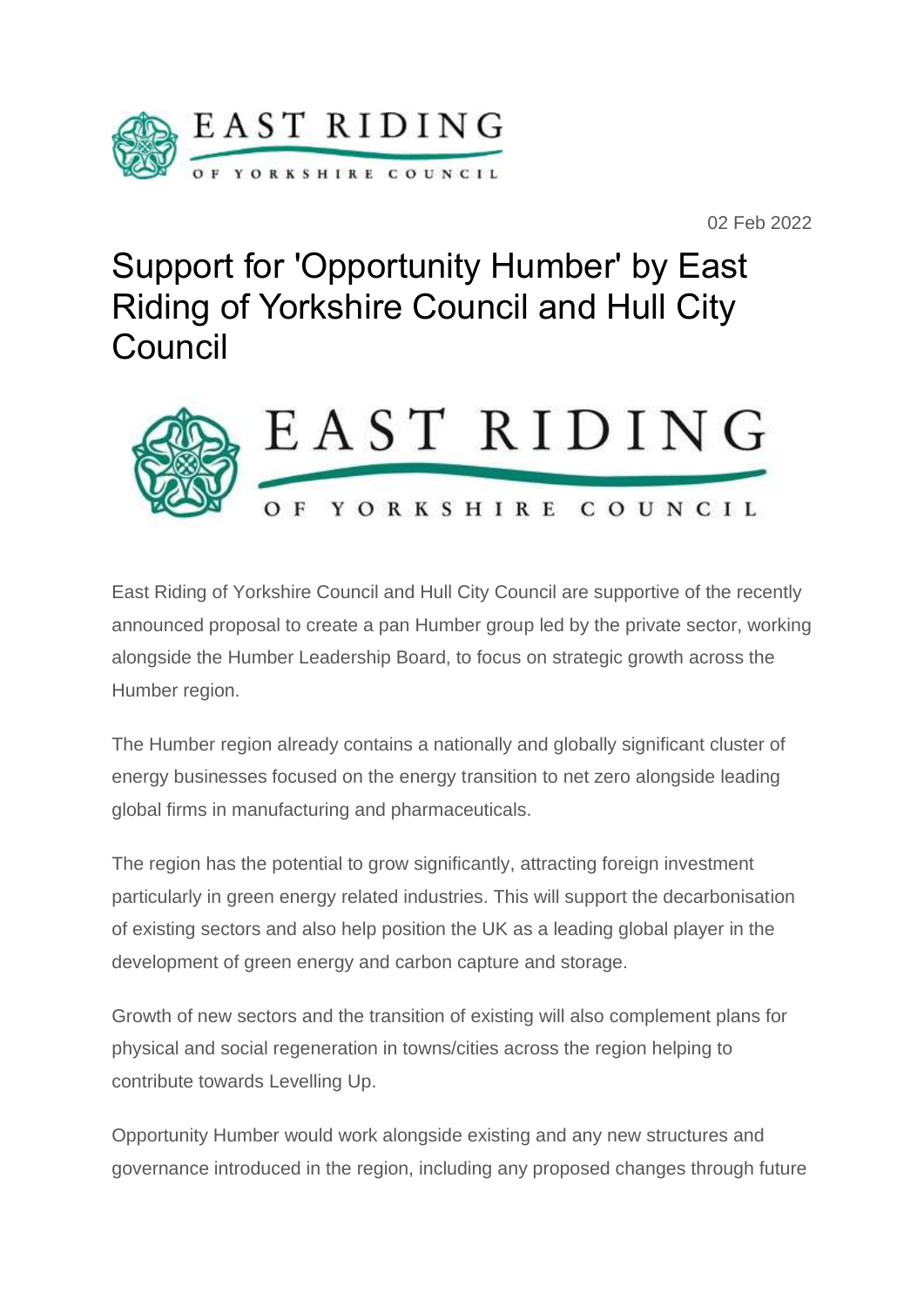02 Feb 2022

# Support for 'Opportunity Humber' by East Riding of Yorkshire Council and Hull City Council

East Riding of Yorkshire Council and Hull City Council are supportive of the recently announced proposal to create a pan Humber group led by the private sector, working alongside the Humber Leadership Board, to focus on strategic growth across the Humber region.

The Humber region already contains a nationally and globally significant cluster of energy businesses focused on the energy transition to net zero alongside leading global firms in manufacturing and pharmaceuticals.

The region has the potential to grow significantly, attracting foreign investment particularly in green energy related industries. This will support the decarbonisation of existing sectors and also help position the UK as a leading global player in the development of green energy and carbon capture and storage.

Growth of new sectors and the transition of existing will also complement plans for physical and social regeneration in towns/cities across the region helping to contribute towards Levelling Up.

Opportunity Humber would work alongside existing and any new structures and governance introduced in the region, including any proposed changes through future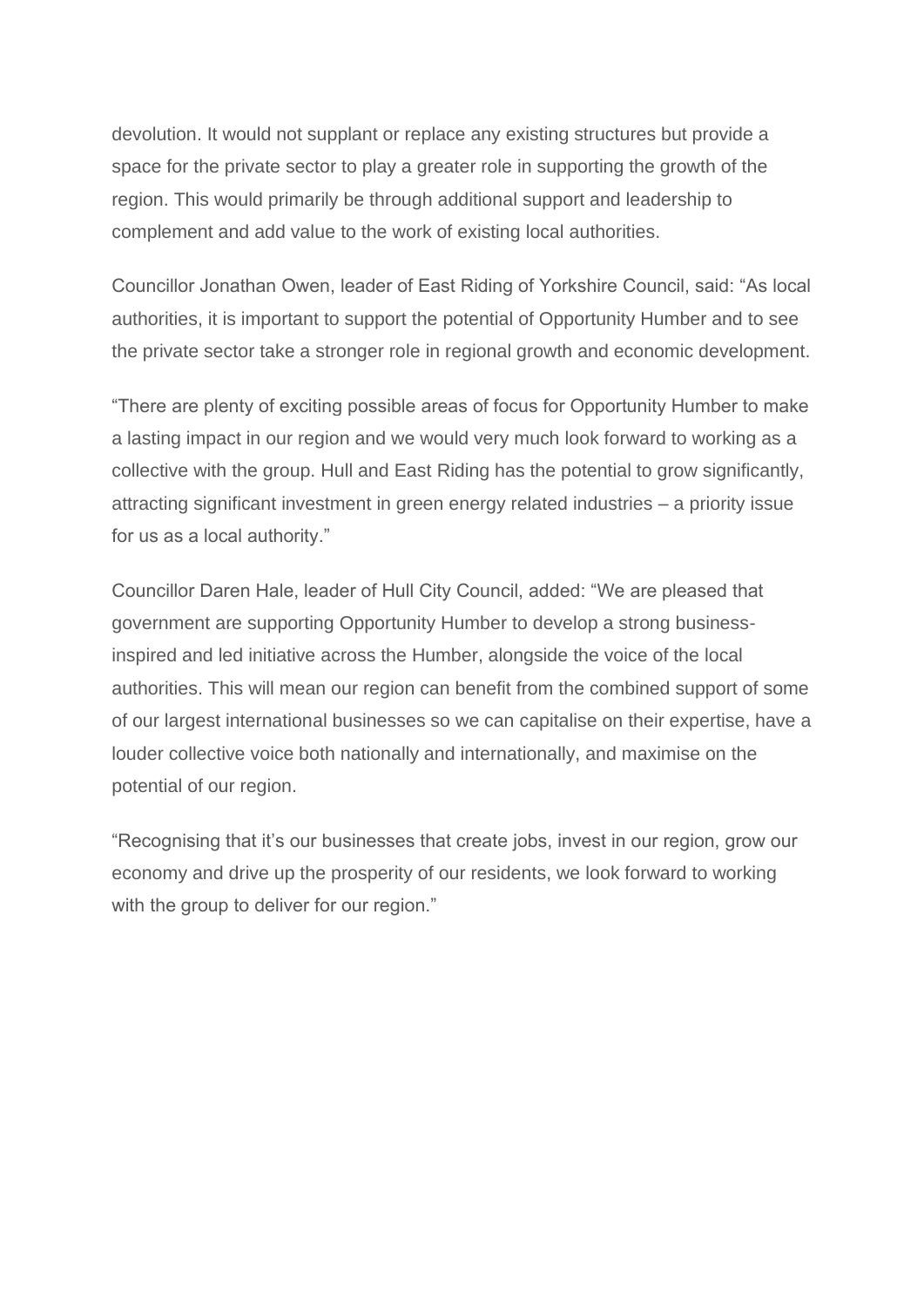devolution. It would not supplant or replace any existing structures but provide a space for the private sector to play a greater role in supporting the growth of the region. This would primarily be through additional support and leadership to complement and add value to the work of existing local authorities.

Councillor Jonathan Owen, leader of East Riding of Yorkshire Council, said: “As local authorities, it is important to support the potential of Opportunity Humber and to see the private sector take a stronger role in regional growth and economic development.

“There are plenty of exciting possible areas of focus for Opportunity Humber to make a lasting impact in our region and we would very much look forward to working as a collective with the group. Hull and East Riding has the potential to grow significantly, attracting significant investment in green energy related industries – a priority issue for us as a local authority.”

Councillor Daren Hale, leader of Hull City Council, added: “We are pleased that government are supporting Opportunity Humber to develop a strong business-inspired and led initiative across the Humber, alongside the voice of the local authorities. This will mean our region can benefit from the combined support of some of our largest international businesses so we can capitalise on their expertise, have a louder collective voice both nationally and internationally, and maximise on the potential of our region.

“Recognising that it’s our businesses that create jobs, invest in our region, grow our economy and drive up the prosperity of our residents, we look forward to working with the group to deliver for our region.”